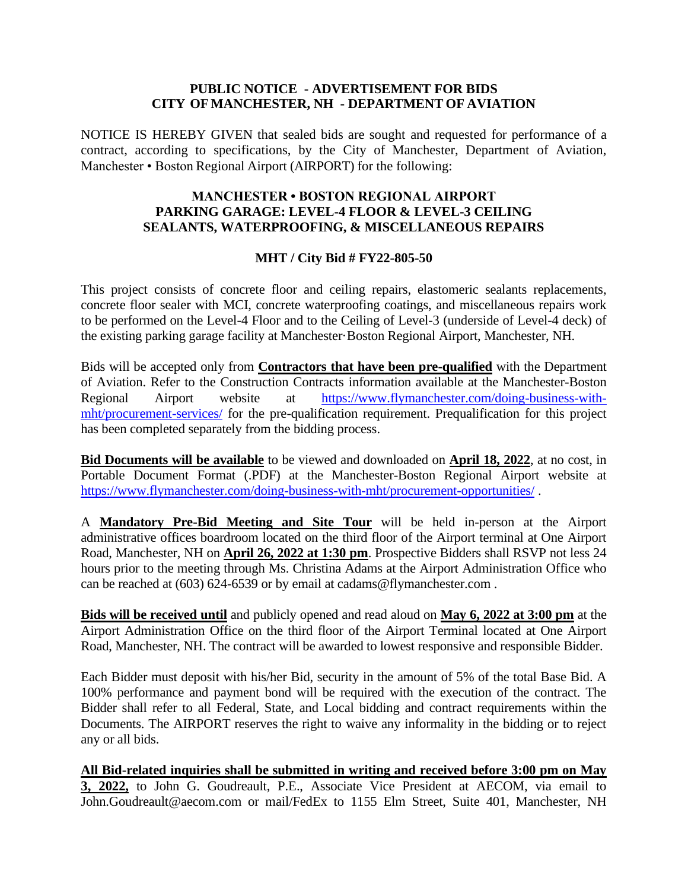**PUBLIC NOTICE - ADVERTISEMENT FOR BIDS**
**CITY OF MANCHESTER, NH - DEPARTMENT OF AVIATION**

NOTICE IS HEREBY GIVEN that sealed bids are sought and requested for performance of a contract, according to specifications, by the City of Manchester, Department of Aviation, Manchester • Boston Regional Airport (AIRPORT) for the following:

**MANCHESTER • BOSTON REGIONAL AIRPORT**
**PARKING GARAGE: LEVEL-4 FLOOR & LEVEL-3 CEILING**
**SEALANTS, WATERPROOFING, & MISCELLANEOUS REPAIRS**

**MHT / City Bid # FY22-805-50**

This project consists of concrete floor and ceiling repairs, elastomeric sealants replacements, concrete floor sealer with MCI, concrete waterproofing coatings, and miscellaneous repairs work to be performed on the Level-4 Floor and to the Ceiling of Level-3 (underside of Level-4 deck) of the existing parking garage facility at Manchester·Boston Regional Airport, Manchester, NH.

Bids will be accepted only from **Contractors that have been pre-qualified** with the Department of Aviation. Refer to the Construction Contracts information available at the Manchester-Boston Regional Airport website at https://www.flymanchester.com/doing-business-with-mht/procurement-services/ for the pre-qualification requirement. Prequalification for this project has been completed separately from the bidding process.

**Bid Documents will be available** to be viewed and downloaded on **April 18, 2022**, at no cost, in Portable Document Format (.PDF) at the Manchester-Boston Regional Airport website at https://www.flymanchester.com/doing-business-with-mht/procurement-opportunities/ .

A **Mandatory Pre-Bid Meeting and Site Tour** will be held in-person at the Airport administrative offices boardroom located on the third floor of the Airport terminal at One Airport Road, Manchester, NH on **April 26, 2022 at 1:30 pm**. Prospective Bidders shall RSVP not less 24 hours prior to the meeting through Ms. Christina Adams at the Airport Administration Office who can be reached at (603) 624-6539 or by email at cadams@flymanchester.com .

**Bids will be received until** and publicly opened and read aloud on **May 6, 2022 at 3:00 pm** at the Airport Administration Office on the third floor of the Airport Terminal located at One Airport Road, Manchester, NH. The contract will be awarded to lowest responsive and responsible Bidder.

Each Bidder must deposit with his/her Bid, security in the amount of 5% of the total Base Bid. A 100% performance and payment bond will be required with the execution of the contract. The Bidder shall refer to all Federal, State, and Local bidding and contract requirements within the Documents. The AIRPORT reserves the right to waive any informality in the bidding or to reject any or all bids.

**All Bid-related inquiries shall be submitted in writing and received before 3:00 pm on May 3, 2022,** to John G. Goudreault, P.E., Associate Vice President at AECOM, via email to John.Goudreault@aecom.com or mail/FedEx to 1155 Elm Street, Suite 401, Manchester, NH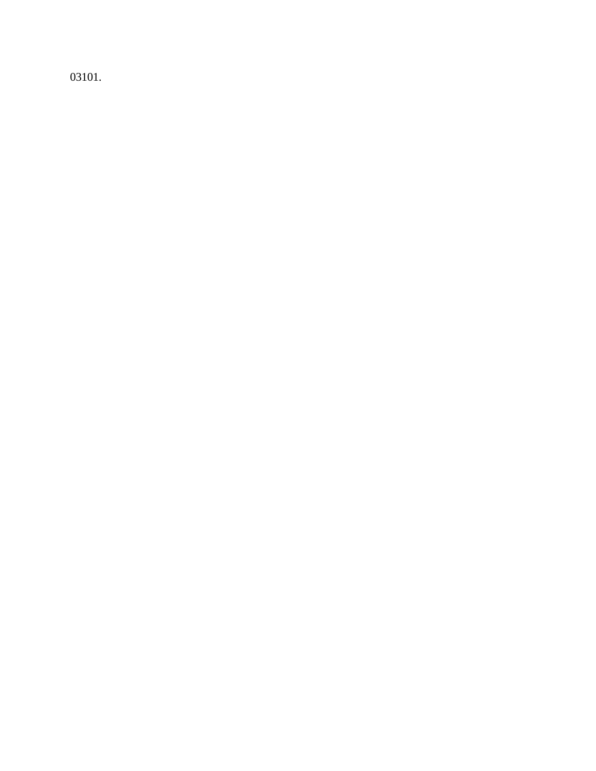03101.